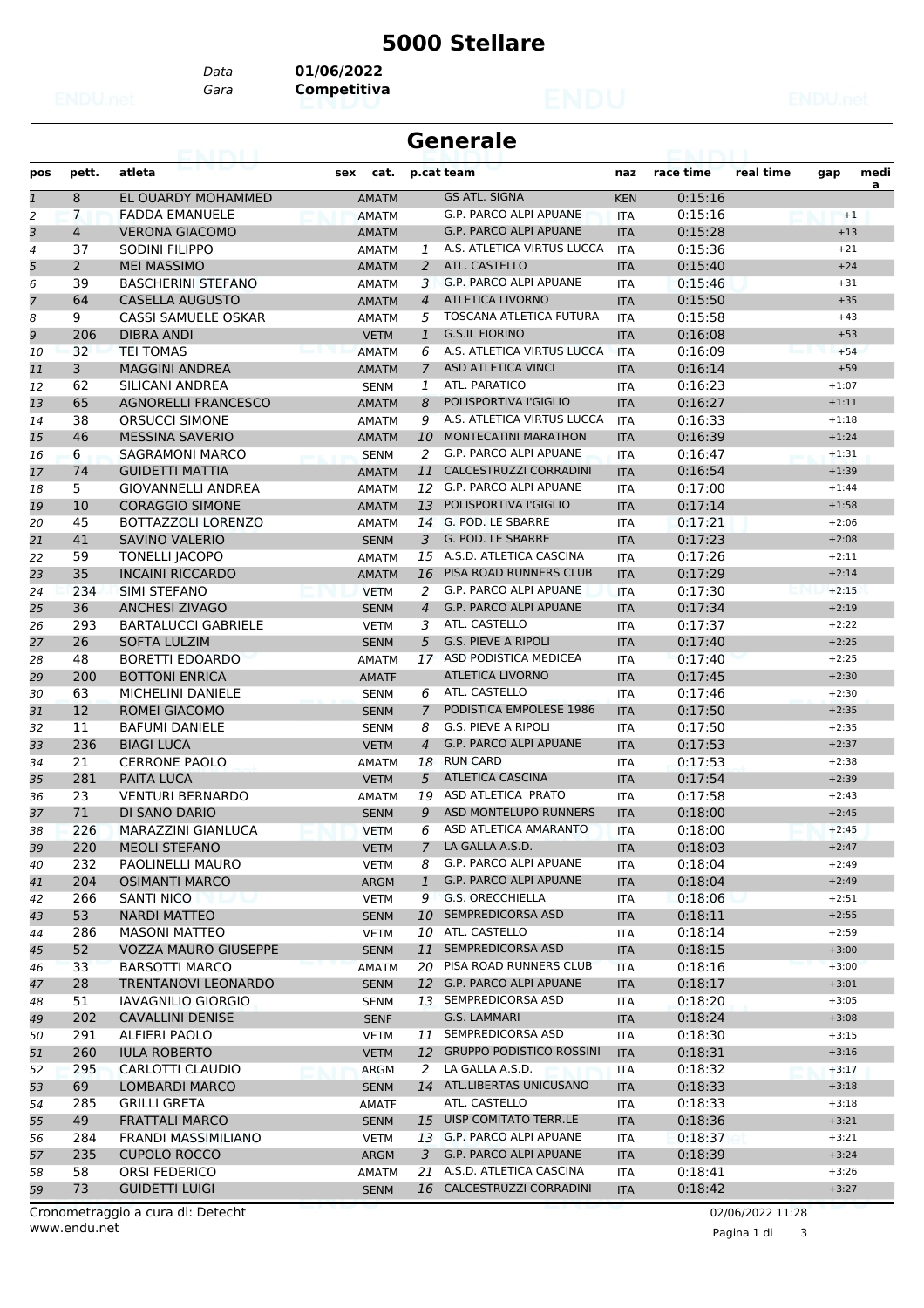# 5000 Stellare

Data **01/06/2022**
Gara **Competitiva**

## Generale

| pos | pett. | atleta | sex | cat. | p.cat | team | naz | race time | real time | gap | medi a |
|---|---|---|---|---|---|---|---|---|---|---|---|
| 1 | 8 | EL OUARDY MOHAMMED | | AMATM | | GS ATL. SIGNA | KEN | 0:15:16 | | | |
| 2 | 7 | FADDA EMANUELE | | AMATM | | G.P. PARCO ALPI APUANE | ITA | 0:15:16 | | +1 | |
| 3 | 4 | VERONA GIACOMO | | AMATM | | G.P. PARCO ALPI APUANE | ITA | 0:15:28 | | +13 | |
| 4 | 37 | SODINI FILIPPO | | AMATM | 1 | A.S. ATLETICA VIRTUS LUCCA | ITA | 0:15:36 | | +21 | |
| 5 | 2 | MEI MASSIMO | | AMATM | 2 | ATL. CASTELLO | ITA | 0:15:40 | | +24 | |
| 6 | 39 | BASCHERINI STEFANO | | AMATM | 3 | G.P. PARCO ALPI APUANE | ITA | 0:15:46 | | +31 | |
| 7 | 64 | CASELLA AUGUSTO | | AMATM | 4 | ATLETICA LIVORNO | ITA | 0:15:50 | | +35 | |
| 8 | 9 | CASSI SAMUELE OSKAR | | AMATM | 5 | TOSCANA ATLETICA FUTURA | ITA | 0:15:58 | | +43 | |
| 9 | 206 | DIBRA ANDI | | VETM | 1 | G.S.IL FIORINO | ITA | 0:16:08 | | +53 | |
| 10 | 32 | TEI TOMAS | | AMATM | 6 | A.S. ATLETICA VIRTUS LUCCA | ITA | 0:16:09 | | +54 | |
| 11 | 3 | MAGGINI ANDREA | | AMATM | 7 | ASD ATLETICA VINCI | ITA | 0:16:14 | | +59 | |
| 12 | 62 | SILICANI ANDREA | | SENM | 1 | ATL. PARATICO | ITA | 0:16:23 | | +1:07 | |
| 13 | 65 | AGNORELLI FRANCESCO | | AMATM | 8 | POLISPORTIVA I'GIGLIO | ITA | 0:16:27 | | +1:11 | |
| 14 | 38 | ORSUCCI SIMONE | | AMATM | 9 | A.S. ATLETICA VIRTUS LUCCA | ITA | 0:16:33 | | +1:18 | |
| 15 | 46 | MESSINA SAVERIO | | AMATM | 10 | MONTECATINI MARATHON | ITA | 0:16:39 | | +1:24 | |
| 16 | 6 | SAGRAMONI MARCO | | SENM | 2 | G.P. PARCO ALPI APUANE | ITA | 0:16:47 | | +1:31 | |
| 17 | 74 | GUIDETTI MATTIA | | AMATM | 11 | CALCESTRUZZI CORRADINI | ITA | 0:16:54 | | +1:39 | |
| 18 | 5 | GIOVANNELLI ANDREA | | AMATM | 12 | G.P. PARCO ALPI APUANE | ITA | 0:17:00 | | +1:44 | |
| 19 | 10 | CORAGGIO SIMONE | | AMATM | 13 | POLISPORTIVA I'GIGLIO | ITA | 0:17:14 | | +1:58 | |
| 20 | 45 | BOTTAZZOLI LORENZO | | AMATM | 14 | G. POD. LE SBARRE | ITA | 0:17:21 | | +2:06 | |
| 21 | 41 | SAVINO VALERIO | | SENM | 3 | G. POD. LE SBARRE | ITA | 0:17:23 | | +2:08 | |
| 22 | 59 | TONELLI JACOPO | | AMATM | 15 | A.S.D. ATLETICA CASCINA | ITA | 0:17:26 | | +2:11 | |
| 23 | 35 | INCAINI RICCARDO | | AMATM | 16 | PISA ROAD RUNNERS CLUB | ITA | 0:17:29 | | +2:14 | |
| 24 | 234 | SIMI STEFANO | | VETM | 2 | G.P. PARCO ALPI APUANE | ITA | 0:17:30 | | +2:15 | |
| 25 | 36 | ANCHESI ZIVAGO | | SENM | 4 | G.P. PARCO ALPI APUANE | ITA | 0:17:34 | | +2:19 | |
| 26 | 293 | BARTALUCCI GABRIELE | | VETM | 3 | ATL. CASTELLO | ITA | 0:17:37 | | +2:22 | |
| 27 | 26 | SOFTA LULZIM | | SENM | 5 | G.S. PIEVE A RIPOLI | ITA | 0:17:40 | | +2:25 | |
| 28 | 48 | BORETTI EDOARDO | | AMATM | 17 | ASD PODISTICA MEDICEA | ITA | 0:17:40 | | +2:25 | |
| 29 | 200 | BOTTONI ENRICA | | AMATF | | ATLETICA LIVORNO | ITA | 0:17:45 | | +2:30 | |
| 30 | 63 | MICHELINI DANIELE | | SENM | 6 | ATL. CASTELLO | ITA | 0:17:46 | | +2:30 | |
| 31 | 12 | ROMEI GIACOMO | | SENM | 7 | PODISTICA EMPOLESE 1986 | ITA | 0:17:50 | | +2:35 | |
| 32 | 11 | BAFUMI DANIELE | | SENM | 8 | G.S. PIEVE A RIPOLI | ITA | 0:17:50 | | +2:35 | |
| 33 | 236 | BIAGI LUCA | | VETM | 4 | G.P. PARCO ALPI APUANE | ITA | 0:17:53 | | +2:37 | |
| 34 | 21 | CERRONE PAOLO | | AMATM | 18 | RUN CARD | ITA | 0:17:53 | | +2:38 | |
| 35 | 281 | PAITA LUCA | | VETM | 5 | ATLETICA CASCINA | ITA | 0:17:54 | | +2:39 | |
| 36 | 23 | VENTURI BERNARDO | | AMATM | 19 | ASD ATLETICA PRATO | ITA | 0:17:58 | | +2:43 | |
| 37 | 71 | DI SANO DARIO | | SENM | 9 | ASD MONTELUPO RUNNERS | ITA | 0:18:00 | | +2:45 | |
| 38 | 226 | MARAZZINI GIANLUCA | | VETM | 6 | ASD ATLETICA AMARANTO | ITA | 0:18:00 | | +2:45 | |
| 39 | 220 | MEOLI STEFANO | | VETM | 7 | LA GALLA A.S.D. | ITA | 0:18:03 | | +2:47 | |
| 40 | 232 | PAOLINELLI MAURO | | VETM | 8 | G.P. PARCO ALPI APUANE | ITA | 0:18:04 | | +2:49 | |
| 41 | 204 | OSIMANTI MARCO | | ARGM | 1 | G.P. PARCO ALPI APUANE | ITA | 0:18:04 | | +2:49 | |
| 42 | 266 | SANTI NICO | | VETM | 9 | G.S. ORECCHIELLA | ITA | 0:18:06 | | +2:51 | |
| 43 | 53 | NARDI MATTEO | | SENM | 10 | SEMPREDICORSA ASD | ITA | 0:18:11 | | +2:55 | |
| 44 | 286 | MASONI MATTEO | | VETM | 10 | ATL. CASTELLO | ITA | 0:18:14 | | +2:59 | |
| 45 | 52 | VOZZA MAURO GIUSEPPE | | SENM | 11 | SEMPREDICORSA ASD | ITA | 0:18:15 | | +3:00 | |
| 46 | 33 | BARSOTTI MARCO | | AMATM | 20 | PISA ROAD RUNNERS CLUB | ITA | 0:18:16 | | +3:00 | |
| 47 | 28 | TRENTANOVI LEONARDO | | SENM | 12 | G.P. PARCO ALPI APUANE | ITA | 0:18:17 | | +3:01 | |
| 48 | 51 | IAVAGNILIO GIORGIO | | SENM | 13 | SEMPREDICORSA ASD | ITA | 0:18:20 | | +3:05 | |
| 49 | 202 | CAVALLINI DENISE | | SENF | | G.S. LAMMARI | ITA | 0:18:24 | | +3:08 | |
| 50 | 291 | ALFIERI PAOLO | | VETM | 11 | SEMPREDICORSA ASD | ITA | 0:18:30 | | +3:15 | |
| 51 | 260 | IULA ROBERTO | | VETM | 12 | GRUPPO PODISTICO ROSSINI | ITA | 0:18:31 | | +3:16 | |
| 52 | 295 | CARLOTTI CLAUDIO | | ARGM | 2 | LA GALLA A.S.D. | ITA | 0:18:32 | | +3:17 | |
| 53 | 69 | LOMBARDI MARCO | | SENM | 14 | ATL.LIBERTAS UNICUSANO | ITA | 0:18:33 | | +3:18 | |
| 54 | 285 | GRILLI GRETA | | AMATF | | ATL. CASTELLO | ITA | 0:18:33 | | +3:18 | |
| 55 | 49 | FRATTALI MARCO | | SENM | 15 | UISP COMITATO TERR.LE | ITA | 0:18:36 | | +3:21 | |
| 56 | 284 | FRANDI MASSIMILIANO | | VETM | 13 | G.P. PARCO ALPI APUANE | ITA | 0:18:37 | | +3:21 | |
| 57 | 235 | CUPOLO ROCCO | | ARGM | 3 | G.P. PARCO ALPI APUANE | ITA | 0:18:39 | | +3:24 | |
| 58 | 58 | ORSI FEDERICO | | AMATM | 21 | A.S.D. ATLETICA CASCINA | ITA | 0:18:41 | | +3:26 | |
| 59 | 73 | GUIDETTI LUIGI | | SENM | 16 | CALCESTRUZZI CORRADINI | ITA | 0:18:42 | | +3:27 | |

Cronometraggio a cura di: Detecht
www.endu.net
02/06/2022 11:28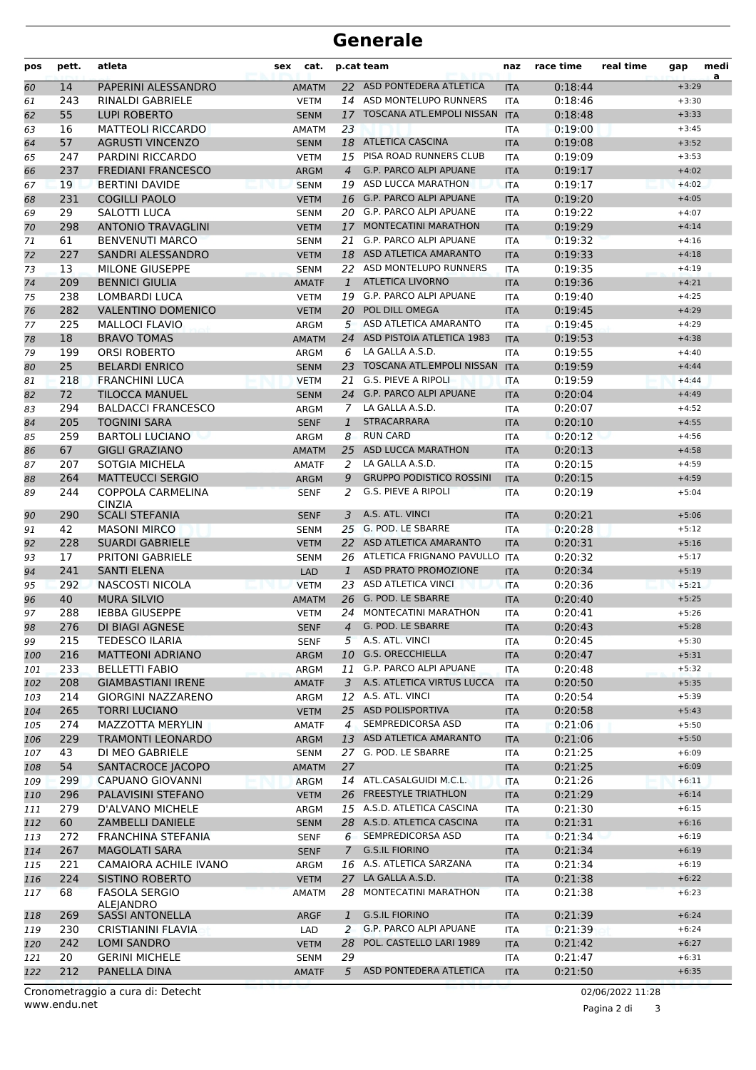# Generale

| pos | pett. | atleta | sex | cat. | p.cat | team | naz | race time | real time | gap | media |
|---|---|---|---|---|---|---|---|---|---|---|---|
| 60 | 14 | PAPERINI ALESSANDRO | | AMATM | 22 | ASD PONTEDERA ATLETICA | ITA | 0:18:44 | | +3:29 | |
| 61 | 243 | RINALDI GABRIELE | | VETM | 14 | ASD MONTELUPO RUNNERS | ITA | 0:18:46 | | +3:30 | |
| 62 | 55 | LUPI ROBERTO | | SENM | 17 | TOSCANA ATL.EMPOLI NISSAN | ITA | 0:18:48 | | +3:33 | |
| 63 | 16 | MATTEOLI RICCARDO | | AMATM | 23 | | ITA | 0:19:00 | | +3:45 | |
| 64 | 57 | AGRUSTI VINCENZO | | SENM | 18 | ATLETICA CASCINA | ITA | 0:19:08 | | +3:52 | |
| 65 | 247 | PARDINI RICCARDO | | VETM | 15 | PISA ROAD RUNNERS CLUB | ITA | 0:19:09 | | +3:53 | |
| 66 | 237 | FREDIANI FRANCESCO | | ARGM | 4 | G.P. PARCO ALPI APUANE | ITA | 0:19:17 | | +4:02 | |
| 67 | 19 | BERTINI DAVIDE | | SENM | 19 | ASD LUCCA MARATHON | ITA | 0:19:17 | | +4:02 | |
| 68 | 231 | COGILLI PAOLO | | VETM | 16 | G.P. PARCO ALPI APUANE | ITA | 0:19:20 | | +4:05 | |
| 69 | 29 | SALOTTI LUCA | | SENM | 20 | G.P. PARCO ALPI APUANE | ITA | 0:19:22 | | +4:07 | |
| 70 | 298 | ANTONIO TRAVAGLINI | | VETM | 17 | MONTECATINI MARATHON | ITA | 0:19:29 | | +4:14 | |
| 71 | 61 | BENVENUTI MARCO | | SENM | 21 | G.P. PARCO ALPI APUANE | ITA | 0:19:32 | | +4:16 | |
| 72 | 227 | SANDRI ALESSANDRO | | VETM | 18 | ASD ATLETICA AMARANTO | ITA | 0:19:33 | | +4:18 | |
| 73 | 13 | MILONE GIUSEPPE | | SENM | 22 | ASD MONTELUPO RUNNERS | ITA | 0:19:35 | | +4:19 | |
| 74 | 209 | BENNICI GIULIA | | AMATF | 1 | ATLETICA LIVORNO | ITA | 0:19:36 | | +4:21 | |
| 75 | 238 | LOMBARDI LUCA | | VETM | 19 | G.P. PARCO ALPI APUANE | ITA | 0:19:40 | | +4:25 | |
| 76 | 282 | VALENTINO DOMENICO | | VETM | 20 | POL DILL OMEGA | ITA | 0:19:45 | | +4:29 | |
| 77 | 225 | MALLOCI FLAVIO | | ARGM | 5 | ASD ATLETICA AMARANTO | ITA | 0:19:45 | | +4:29 | |
| 78 | 18 | BRAVO TOMAS | | AMATM | 24 | ASD PISTOIA ATLETICA 1983 | ITA | 0:19:53 | | +4:38 | |
| 79 | 199 | ORSI ROBERTO | | ARGM | 6 | LA GALLA A.S.D. | ITA | 0:19:55 | | +4:40 | |
| 80 | 25 | BELARDI ENRICO | | SENM | 23 | TOSCANA ATL.EMPOLI NISSAN | ITA | 0:19:59 | | +4:44 | |
| 81 | 218 | FRANCHINI LUCA | | VETM | 21 | G.S. PIEVE A RIPOLI | ITA | 0:19:59 | | +4:44 | |
| 82 | 72 | TILOCCA MANUEL | | SENM | 24 | G.P. PARCO ALPI APUANE | ITA | 0:20:04 | | +4:49 | |
| 83 | 294 | BALDACCI FRANCESCO | | ARGM | 7 | LA GALLA A.S.D. | ITA | 0:20:07 | | +4:52 | |
| 84 | 205 | TOGNINI SARA | | SENF | 1 | STRACARRARA | ITA | 0:20:10 | | +4:55 | |
| 85 | 259 | BARTOLI LUCIANO | | ARGM | 8 | RUN CARD | ITA | 0:20:12 | | +4:56 | |
| 86 | 67 | GIGLI GRAZIANO | | AMATM | 25 | ASD LUCCA MARATHON | ITA | 0:20:13 | | +4:58 | |
| 87 | 207 | SOTGIA MICHELA | | AMATF | 2 | LA GALLA A.S.D. | ITA | 0:20:15 | | +4:59 | |
| 88 | 264 | MATTEUCCI SERGIO | | ARGM | 9 | GRUPPO PODISTICO ROSSINI | ITA | 0:20:15 | | +4:59 | |
| 89 | 244 | COPPOLA CARMELINA CINZIA | | SENF | 2 | G.S. PIEVE A RIPOLI | ITA | 0:20:19 | | +5:04 | |
| 90 | 290 | SCALI STEFANIA | | SENF | 3 | A.S. ATL. VINCI | ITA | 0:20:21 | | +5:06 | |
| 91 | 42 | MASONI MIRCO | | SENM | 25 | G. POD. LE SBARRE | ITA | 0:20:28 | | +5:12 | |
| 92 | 228 | SUARDI GABRIELE | | VETM | 22 | ASD ATLETICA AMARANTO | ITA | 0:20:31 | | +5:16 | |
| 93 | 17 | PRITONI GABRIELE | | SENM | 26 | ATLETICA FRIGNANO PAVULLO | ITA | 0:20:32 | | +5:17 | |
| 94 | 241 | SANTI ELENA | | LAD | 1 | ASD PRATO PROMOZIONE | ITA | 0:20:34 | | +5:19 | |
| 95 | 292 | NASCOSTI NICOLA | | VETM | 23 | ASD ATLETICA VINCI | ITA | 0:20:36 | | +5:21 | |
| 96 | 40 | MURA SILVIO | | AMATM | 26 | G. POD. LE SBARRE | ITA | 0:20:40 | | +5:25 | |
| 97 | 288 | IEBBA GIUSEPPE | | VETM | 24 | MONTECATINI MARATHON | ITA | 0:20:41 | | +5:26 | |
| 98 | 276 | DI BIAGI AGNESE | | SENF | 4 | G. POD. LE SBARRE | ITA | 0:20:43 | | +5:28 | |
| 99 | 215 | TEDESCO ILARIA | | SENF | 5 | A.S. ATL. VINCI | ITA | 0:20:45 | | +5:30 | |
| 100 | 216 | MATTEONI ADRIANO | | ARGM | 10 | G.S. ORECCHIELLA | ITA | 0:20:47 | | +5:31 | |
| 101 | 233 | BELLETTI FABIO | | ARGM | 11 | G.P. PARCO ALPI APUANE | ITA | 0:20:48 | | +5:32 | |
| 102 | 208 | GIAMBASTIANI IRENE | | AMATF | 3 | A.S. ATLETICA VIRTUS LUCCA | ITA | 0:20:50 | | +5:35 | |
| 103 | 214 | GIORGINI NAZZARENO | | ARGM | 12 | A.S. ATL. VINCI | ITA | 0:20:54 | | +5:39 | |
| 104 | 265 | TORRI LUCIANO | | VETM | 25 | ASD POLISPORTIVA | ITA | 0:20:58 | | +5:43 | |
| 105 | 274 | MAZZOTTA MERYLIN | | AMATF | 4 | SEMPREDICORSA ASD | ITA | 0:21:06 | | +5:50 | |
| 106 | 229 | TRAMONTI LEONARDO | | ARGM | 13 | ASD ATLETICA AMARANTO | ITA | 0:21:06 | | +5:50 | |
| 107 | 43 | DI MEO GABRIELE | | SENM | 27 | G. POD. LE SBARRE | ITA | 0:21:25 | | +6:09 | |
| 108 | 54 | SANTACROCE JACOPO | | AMATM | 27 | | ITA | 0:21:25 | | +6:09 | |
| 109 | 299 | CAPUANO GIOVANNI | | ARGM | 14 | ATL.CASALGUIDI M.C.L. | ITA | 0:21:26 | | +6:11 | |
| 110 | 296 | PALAVISINI STEFANO | | VETM | 26 | FREESTYLE TRIATHLON | ITA | 0:21:29 | | +6:14 | |
| 111 | 279 | D'ALVANO MICHELE | | ARGM | 15 | A.S.D. ATLETICA CASCINA | ITA | 0:21:30 | | +6:15 | |
| 112 | 60 | ZAMBELLI DANIELE | | SENM | 28 | A.S.D. ATLETICA CASCINA | ITA | 0:21:31 | | +6:16 | |
| 113 | 272 | FRANCHINA STEFANIA | | SENF | 6 | SEMPREDICORSA ASD | ITA | 0:21:34 | | +6:19 | |
| 114 | 267 | MAGOLATI SARA | | SENF | 7 | G.S.IL FIORINO | ITA | 0:21:34 | | +6:19 | |
| 115 | 221 | CAMAIORA ACHILE IVANO | | ARGM | 16 | A.S. ATLETICA SARZANA | ITA | 0:21:34 | | +6:19 | |
| 116 | 224 | SISTINO ROBERTO | | VETM | 27 | LA GALLA A.S.D. | ITA | 0:21:38 | | +6:22 | |
| 117 | 68 | FASOLA SERGIO ALEJANDRO | | AMATM | 28 | MONTECATINI MARATHON | ITA | 0:21:38 | | +6:23 | |
| 118 | 269 | SASSI ANTONELLA | | ARGF | 1 | G.S.IL FIORINO | ITA | 0:21:39 | | +6:24 | |
| 119 | 230 | CRISTIANINI FLAVIA | | LAD | 2 | G.P. PARCO ALPI APUANE | ITA | 0:21:39 | | +6:24 | |
| 120 | 242 | LOMI SANDRO | | VETM | 28 | POL. CASTELLO LARI 1989 | ITA | 0:21:42 | | +6:27 | |
| 121 | 20 | GERINI MICHELE | | SENM | 29 | | ITA | 0:21:47 | | +6:31 | |
| 122 | 212 | PANELLA DINA | | AMATF | 5 | ASD PONTEDERA ATLETICA | ITA | 0:21:50 | | +6:35 | |

Cronometraggio a cura di: Detecht
www.endu.net

02/06/2022 11:28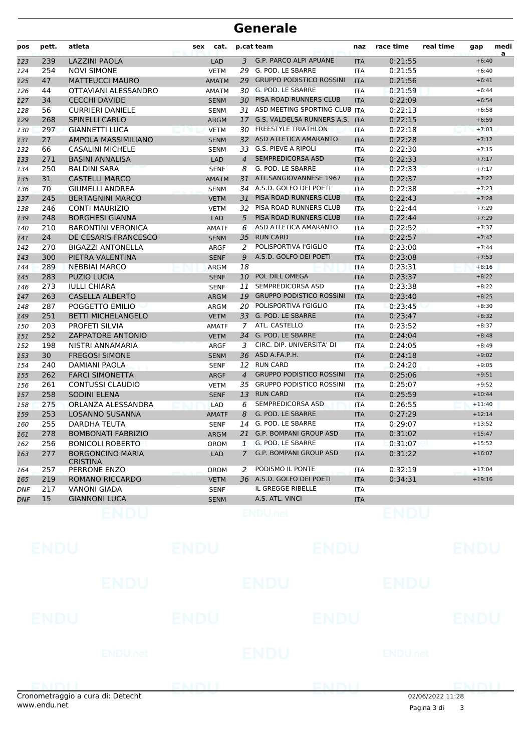# Generale

| pos | pett. | atleta | sex | cat. | p.cat | team | naz | race time | real time | gap | media |
|---|---|---|---|---|---|---|---|---|---|---|---|
| 123 | 239 | LAZZINI PAOLA | | LAD | 3 | G.P. PARCO ALPI APUANE | ITA | 0:21:55 | | +6:40 | |
| 124 | 254 | NOVI SIMONE | | VETM | 29 | G. POD. LE SBARRE | ITA | 0:21:55 | | +6:40 | |
| 125 | 47 | MATTEUCCI MAURO | | AMATM | 29 | GRUPPO PODISTICO ROSSINI | ITA | 0:21:56 | | +6:41 | |
| 126 | 44 | OTTAVIANI ALESSANDRO | | AMATM | 30 | G. POD. LE SBARRE | ITA | 0:21:59 | | +6:44 | |
| 127 | 34 | CECCHI DAVIDE | | SENM | 30 | PISA ROAD RUNNERS CLUB | ITA | 0:22:09 | | +6:54 | |
| 128 | 56 | CURRIERI DANIELE | | SENM | 31 | ASD MEETING SPORTING CLUB | ITA | 0:22:13 | | +6:58 | |
| 129 | 268 | SPINELLI CARLO | | ARGM | 17 | G.S. VALDELSA RUNNERS A.S. | ITA | 0:22:15 | | +6:59 | |
| 130 | 297 | GIANNETTI LUCA | | VETM | 30 | FREESTYLE TRIATHLON | ITA | 0:22:18 | | +7:03 | |
| 131 | 27 | AMPOLA MASSIMILIANO | | SENM | 32 | ASD ATLETICA AMARANTO | ITA | 0:22:28 | | +7:12 | |
| 132 | 66 | CASALINI MICHELE | | SENM | 33 | G.S. PIEVE A RIPOLI | ITA | 0:22:30 | | +7:15 | |
| 133 | 271 | BASINI ANNALISA | | LAD | 4 | SEMPREDICORSA ASD | ITA | 0:22:33 | | +7:17 | |
| 134 | 250 | BALDINI SARA | | SENF | 8 | G. POD. LE SBARRE | ITA | 0:22:33 | | +7:17 | |
| 135 | 31 | CASTELLI MARCO | | AMATM | 31 | ATL.SANGIOVANNESE 1967 | ITA | 0:22:37 | | +7:22 | |
| 136 | 70 | GIUMELLI ANDREA | | SENM | 34 | A.S.D. GOLFO DEI POETI | ITA | 0:22:38 | | +7:23 | |
| 137 | 245 | BERTAGNINI MARCO | | VETM | 31 | PISA ROAD RUNNERS CLUB | ITA | 0:22:43 | | +7:28 | |
| 138 | 246 | CONTI MAURIZIO | | VETM | 32 | PISA ROAD RUNNERS CLUB | ITA | 0:22:44 | | +7:29 | |
| 139 | 248 | BORGHESI GIANNA | | LAD | 5 | PISA ROAD RUNNERS CLUB | ITA | 0:22:44 | | +7:29 | |
| 140 | 210 | BARONTINI VERONICA | | AMATF | 6 | ASD ATLETICA AMARANTO | ITA | 0:22:52 | | +7:37 | |
| 141 | 24 | DE CESARIS FRANCESCO | | SENM | 35 | RUN CARD | ITA | 0:22:57 | | +7:42 | |
| 142 | 270 | BIGAZZI ANTONELLA | | ARGF | 2 | POLISPORTIVA I'GIGLIO | ITA | 0:23:00 | | +7:44 | |
| 143 | 300 | PIETRA VALENTINA | | SENF | 9 | A.S.D. GOLFO DEI POETI | ITA | 0:23:08 | | +7:53 | |
| 144 | 289 | NEBBIAI MARCO | | ARGM | 18 | | ITA | 0:23:31 | | +8:16 | |
| 145 | 283 | PUZIO LUCIA | | SENF | 10 | POL DILL OMEGA | ITA | 0:23:37 | | +8:22 | |
| 146 | 273 | IULLI CHIARA | | SENF | 11 | SEMPREDICORSA ASD | ITA | 0:23:38 | | +8:22 | |
| 147 | 263 | CASELLA ALBERTO | | ARGM | 19 | GRUPPO PODISTICO ROSSINI | ITA | 0:23:40 | | +8:25 | |
| 148 | 287 | POGGETTO EMILIO | | ARGM | 20 | POLISPORTIVA I'GIGLIO | ITA | 0:23:45 | | +8:30 | |
| 149 | 251 | BETTI MICHELANGELO | | VETM | 33 | G. POD. LE SBARRE | ITA | 0:23:47 | | +8:32 | |
| 150 | 203 | PROFETI SILVIA | | AMATF | 7 | ATL. CASTELLO | ITA | 0:23:52 | | +8:37 | |
| 151 | 252 | ZAPPATORE ANTONIO | | VETM | 34 | G. POD. LE SBARRE | ITA | 0:24:04 | | +8:48 | |
| 152 | 198 | NISTRI ANNAMARIA | | ARGF | 3 | CIRC. DIP. UNIVERSITA' DI | ITA | 0:24:05 | | +8:49 | |
| 153 | 30 | FREGOSI SIMONE | | SENM | 36 | ASD A.FA.P.H. | ITA | 0:24:18 | | +9:02 | |
| 154 | 240 | DAMIANI PAOLA | | SENF | 12 | RUN CARD | ITA | 0:24:20 | | +9:05 | |
| 155 | 262 | FARCI SIMONETTA | | ARGF | 4 | GRUPPO PODISTICO ROSSINI | ITA | 0:25:06 | | +9:51 | |
| 156 | 261 | CONTUSSI CLAUDIO | | VETM | 35 | GRUPPO PODISTICO ROSSINI | ITA | 0:25:07 | | +9:52 | |
| 157 | 258 | SODINI ELENA | | SENF | 13 | RUN CARD | ITA | 0:25:59 | | +10:44 | |
| 158 | 275 | ORLANZA ALESSANDRA | | LAD | 6 | SEMPREDICORSA ASD | ITA | 0:26:55 | | +11:40 | |
| 159 | 253 | LOSANNO SUSANNA | | AMATF | 8 | G. POD. LE SBARRE | ITA | 0:27:29 | | +12:14 | |
| 160 | 255 | DARDHA TEUTA | | SENF | 14 | G. POD. LE SBARRE | ITA | 0:29:07 | | +13:52 | |
| 161 | 278 | BOMBONATI FABRIZIO | | ARGM | 21 | G.P. BOMPANI GROUP ASD | ITA | 0:31:02 | | +15:47 | |
| 162 | 256 | BONICOLI ROBERTO | | OROM | 1 | G. POD. LE SBARRE | ITA | 0:31:07 | | +15:52 | |
| 163 | 277 | BORGONCINO MARIA CRISTINA | | LAD | 7 | G.P. BOMPANI GROUP ASD | ITA | 0:31:22 | | +16:07 | |
| 164 | 257 | PERRONE ENZO | | OROM | 2 | PODISMO IL PONTE | ITA | 0:32:19 | | +17:04 | |
| 165 | 219 | ROMANO RICCARDO | | VETM | 36 | A.S.D. GOLFO DEI POETI | ITA | 0:34:31 | | +19:16 | |
| DNF | 217 | VANONI GIADA | | SENF | | IL GREGGE RIBELLE | ITA | | | | |
| DNF | 15 | GIANNONI LUCA | | SENM | | A.S. ATL. VINCI | ITA | | | | |

Cronometraggio a cura di: Detecht
www.endu.net

02/06/2022 11:28